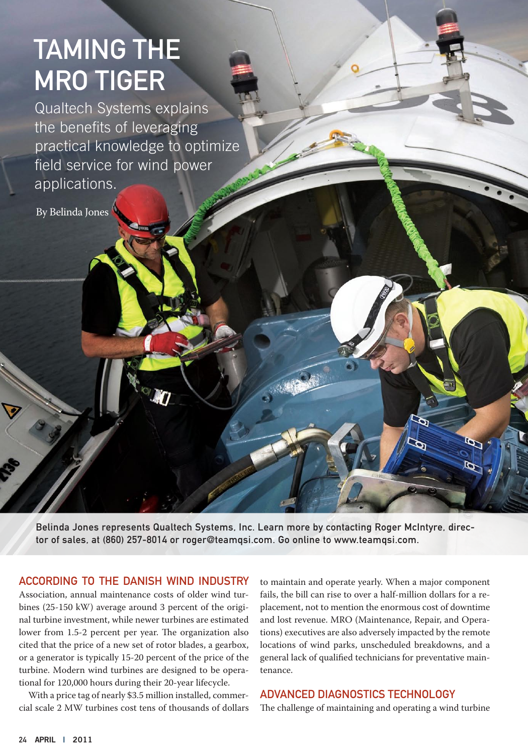# TAMING THE MRO TIGER

Qualtech Systems explains the benefits of leveraging practical knowledge to optimize field service for wind power applications.

By Belinda Jones

Belinda Jones represents Qualtech Systems, Inc. Learn more by contacting Roger McIntyre, director of sales, at (860) 257-8014 or roger@teamqsi.com. Go online to www.teamqsi.com.

**ACCORDING TO THE DANISH WIND INDUSTRY** Association, annual maintenance costs of older wind turbines (25-150 kW) average around 3 percent of the original turbine investment, while newer turbines are estimated lower from 1.5-2 percent per year. The organization also cited that the price of a new set of rotor blades, a gearbox, or a generator is typically 15-20 percent of the price of the turbine. Modern wind turbines are designed to be operational for 120,000 hours during their 20-year lifecycle.

With a price tag of nearly $3.5 million installed, commercial scale 2 MW turbines cost tens of thousands of dollars to maintain and operate yearly. When a major component fails, the bill can rise to over a half-million dollars for a replacement, not to mention the enormous cost of downtime and lost revenue. MRO (Maintenance, Repair, and Operations) executives are also adversely impacted by the remote locations of wind parks, unscheduled breakdowns, and a general lack of qualified technicians for preventative maintenance.

## ADVANCED DIAGNOSTICS TECHNOLOGY

The challenge of maintaining and operating a wind turbine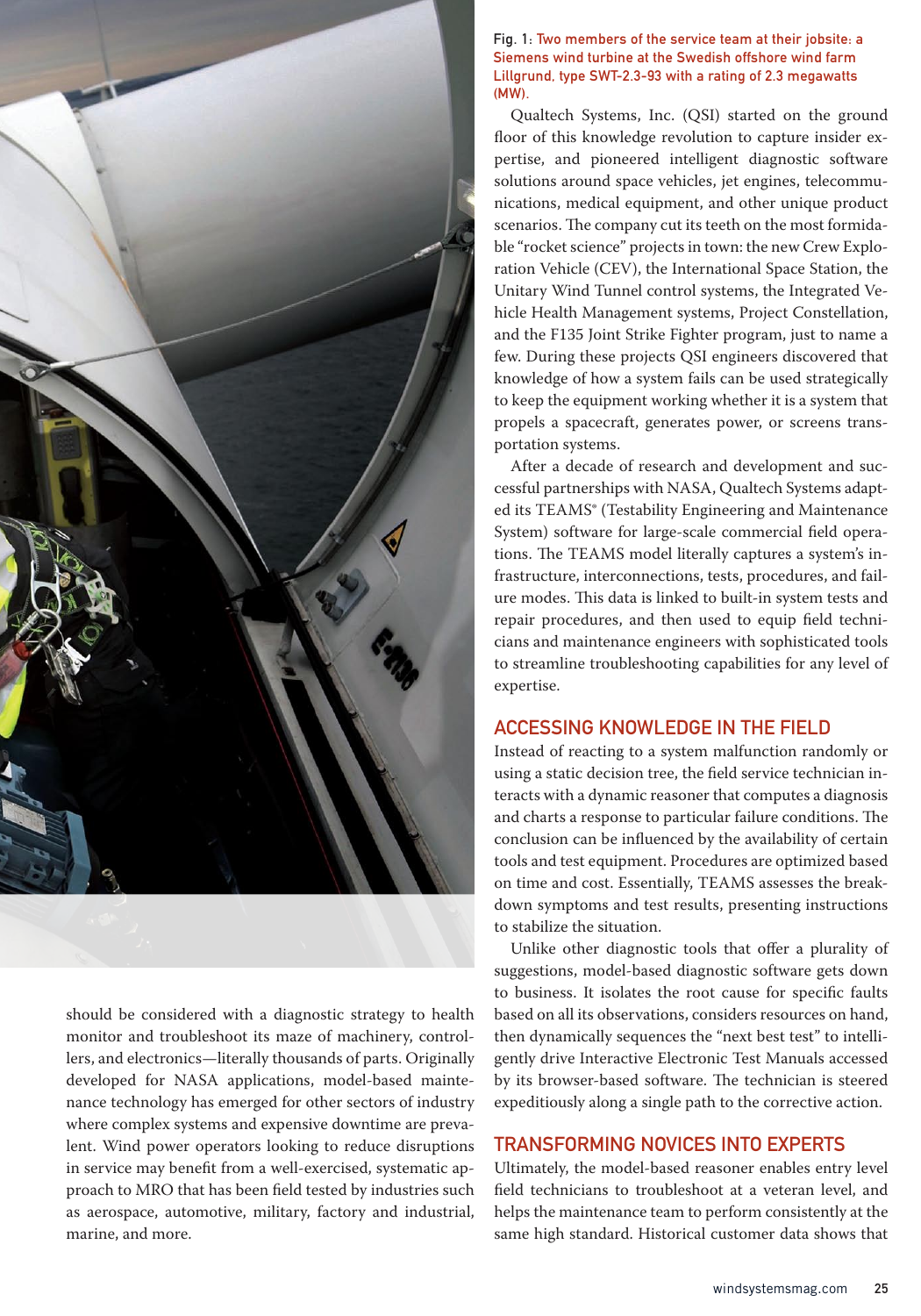should be considered with a diagnostic strategy to health monitor and troubleshoot its maze of machinery, controllers, and electronics—literally thousands of parts. Originally developed for NASA applications, model-based maintenance technology has emerged for other sectors of industry where complex systems and expensive downtime are prevalent. Wind power operators looking to reduce disruptions in service may benefit from a well-exercised, systematic approach to MRO that has been field tested by industries such as aerospace, automotive, military, factory and industrial, marine, and more.

Fig. 1: Two members of the service team at their jobsite: a Siemens wind turbine at the Swedish offshore wind farm Lillgrund, type SWT-2.3-93 with a rating of 2.3 megawatts (MW).

Qualtech Systems, Inc. (QSI) started on the ground floor of this knowledge revolution to capture insider expertise, and pioneered intelligent diagnostic software solutions around space vehicles, jet engines, telecommunications, medical equipment, and other unique product scenarios. The company cut its teeth on the most formidable "rocket science" projects in town: the new Crew Exploration Vehicle (CEV), the International Space Station, the Unitary Wind Tunnel control systems, the Integrated Vehicle Health Management systems, Project Constellation, and the F135 Joint Strike Fighter program, just to name a few. During these projects QSI engineers discovered that knowledge of how a system fails can be used strategically to keep the equipment working whether it is a system that propels a spacecraft, generates power, or screens transportation systems.

After a decade of research and development and successful partnerships with NASA, Qualtech Systems adapted its TEAMS® (Testability Engineering and Maintenance System) software for large-scale commercial field operations. The TEAMS model literally captures a system's infrastructure, interconnections, tests, procedures, and failure modes. This data is linked to built-in system tests and repair procedures, and then used to equip field technicians and maintenance engineers with sophisticated tools to streamline troubleshooting capabilities for any level of expertise.

## ACCESSING KNOWLEDGE IN THE FIELD

Instead of reacting to a system malfunction randomly or using a static decision tree, the field service technician interacts with a dynamic reasoner that computes a diagnosis and charts a response to particular failure conditions. The conclusion can be influenced by the availability of certain tools and test equipment. Procedures are optimized based on time and cost. Essentially, TEAMS assesses the breakdown symptoms and test results, presenting instructions to stabilize the situation.

Unlike other diagnostic tools that offer a plurality of suggestions, model-based diagnostic software gets down to business. It isolates the root cause for specific faults based on all its observations, considers resources on hand, then dynamically sequences the "next best test" to intelligently drive Interactive Electronic Test Manuals accessed by its browser-based software. The technician is steered expeditiously along a single path to the corrective action.

## TRANSFORMING NOVICES INTO EXPERTS

Ultimately, the model-based reasoner enables entry level field technicians to troubleshoot at a veteran level, and helps the maintenance team to perform consistently at the same high standard. Historical customer data shows that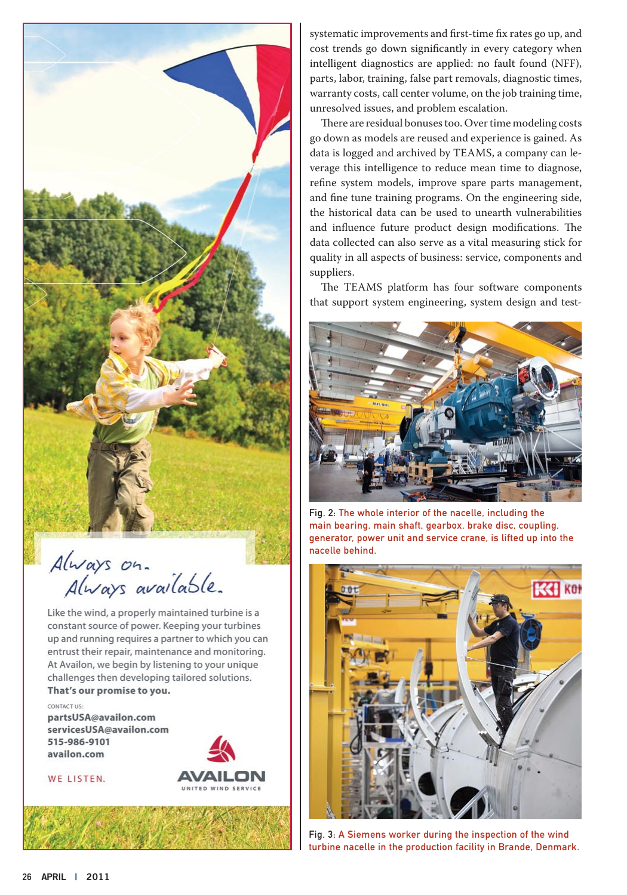systematic improvements and first-time fix rates go up, and cost trends go down significantly in every category when intelligent diagnostics are applied: no fault found (NFF), parts, labor, training, false part removals, diagnostic times, warranty costs, call center volume, on the job training time, unresolved issues, and problem escalation.

There are residual bonuses too. Over time modeling costs go down as models are reused and experience is gained. As data is logged and archived by TEAMS, a company can leverage this intelligence to reduce mean time to diagnose, refine system models, improve spare parts management, and fine tune training programs. On the engineering side, the historical data can be used to unearth vulnerabilities and influence future product design modifications. The data collected can also serve as a vital measuring stick for quality in all aspects of business: service, components and suppliers.

The TEAMS platform has four software components that support system engineering, system design and test-

Fig. 2: The whole interior of the nacelle, including the main bearing, main shaft, gearbox, brake disc, coupling, generator, power unit and service crane, is lifted up into the nacelle behind.

Fig. 3: A Siemens worker during the inspection of the wind turbine nacelle in the production facility in Brande, Denmark.

Always on.
Always available.

Like the wind, a properly maintained turbine is a constant source of power. Keeping your turbines up and running requires a partner to which you can entrust their repair, maintenance and monitoring. At Availon, we begin by listening to your unique challenges then developing tailored solutions. **That's our promise to you.**

CONTACT US:
**partsUSA@availon.com**
**servicesUSA@availon.com**
**515-986-9101**
**availon.com**

WE LISTEN.

AVAILON
UNITED WIND SERVICE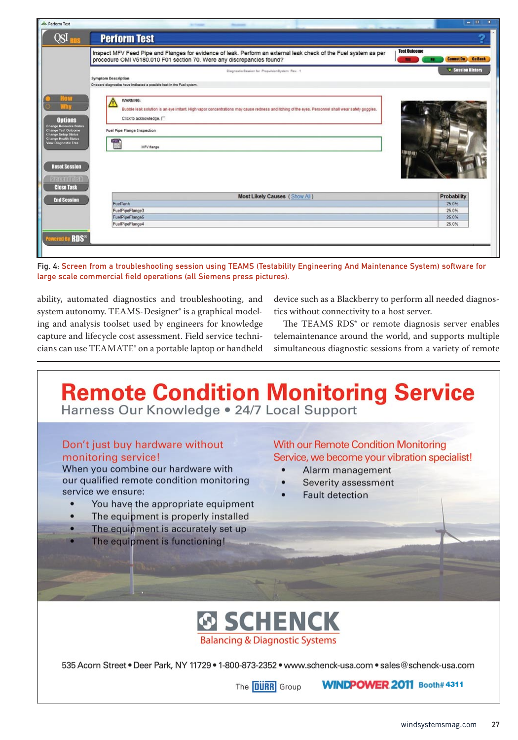Fig. 4: Screen from a troubleshooting session using TEAMS (Testability Engineering And Maintenance System) software for large scale commercial field operations (all Siemens press pictures).

ability, automated diagnostics and troubleshooting, and system autonomy. TEAMS-Designer® is a graphical modeling and analysis toolset used by engineers for knowledge capture and lifecycle cost assessment. Field service technicians can use TEAMATE® on a portable laptop or handheld device such as a Blackberry to perform all needed diagnostics without connectivity to a host server.

The TEAMS RDS® or remote diagnosis server enables telemaintenance around the world, and supports multiple simultaneous diagnostic sessions from a variety of remote

# Remote Condition Monitoring Service

Harness Our Knowledge • 24/7 Local Support

Don't just buy hardware without monitoring service!

When you combine our hardware with our qualified remote condition monitoring service we ensure:

- You have the appropriate equipment
- The equipment is properly installed
- The equipment is accurately set up
- The equipment is functioning!

With our Remote Condition Monitoring Service, we become your vibration specialist!

- Alarm management
- Severity assessment
- Fault detection

SCHENCK

Balancing & Diagnostic Systems

535 Acorn Street • Deer Park, NY 11729 • 1-800-873-2352 • www.schenck-usa.com • sales@schenck-usa.com

The DÜRR Group

WINDPOWER 2011 Booth# 4311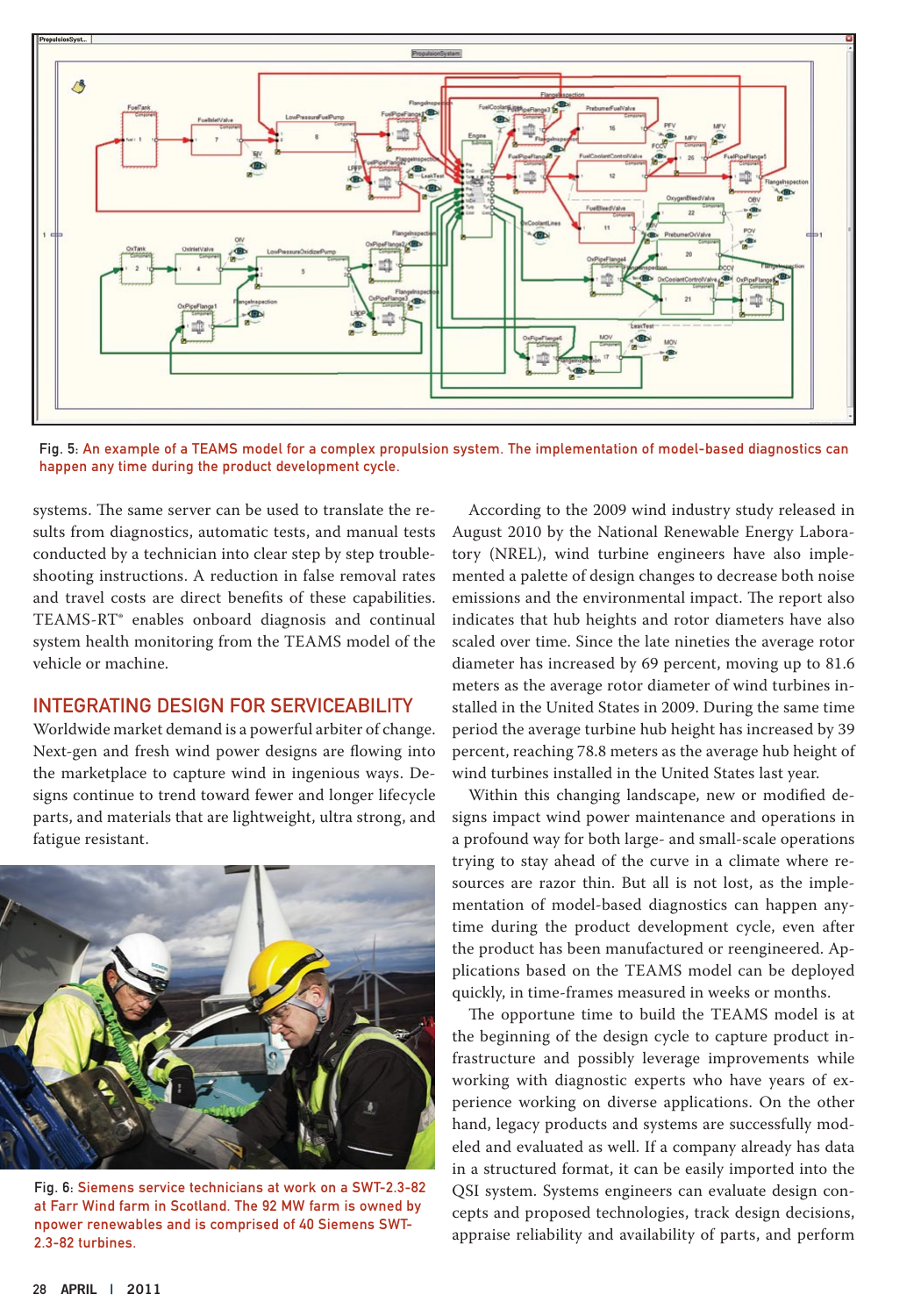Fig. 5: An example of a TEAMS model for a complex propulsion system. The implementation of model-based diagnostics can happen any time during the product development cycle.

systems. The same server can be used to translate the results from diagnostics, automatic tests, and manual tests conducted by a technician into clear step by step troubleshooting instructions. A reduction in false removal rates and travel costs are direct benefits of these capabilities. TEAMS-RT® enables onboard diagnosis and continual system health monitoring from the TEAMS model of the vehicle or machine.

## INTEGRATING DESIGN FOR SERVICEABILITY

Worldwide market demand is a powerful arbiter of change. Next-gen and fresh wind power designs are flowing into the marketplace to capture wind in ingenious ways. Designs continue to trend toward fewer and longer lifecycle parts, and materials that are lightweight, ultra strong, and fatigue resistant.

Fig. 6: Siemens service technicians at work on a SWT-2.3-82 at Farr Wind farm in Scotland. The 92 MW farm is owned by npower renewables and is comprised of 40 Siemens SWT-2.3-82 turbines.

According to the 2009 wind industry study released in August 2010 by the National Renewable Energy Laboratory (NREL), wind turbine engineers have also implemented a palette of design changes to decrease both noise emissions and the environmental impact. The report also indicates that hub heights and rotor diameters have also scaled over time. Since the late nineties the average rotor diameter has increased by 69 percent, moving up to 81.6 meters as the average rotor diameter of wind turbines installed in the United States in 2009. During the same time period the average turbine hub height has increased by 39 percent, reaching 78.8 meters as the average hub height of wind turbines installed in the United States last year.

Within this changing landscape, new or modified designs impact wind power maintenance and operations in a profound way for both large- and small-scale operations trying to stay ahead of the curve in a climate where resources are razor thin. But all is not lost, as the implementation of model-based diagnostics can happen anytime during the product development cycle, even after the product has been manufactured or reengineered. Applications based on the TEAMS model can be deployed quickly, in time-frames measured in weeks or months.

The opportune time to build the TEAMS model is at the beginning of the design cycle to capture product infrastructure and possibly leverage improvements while working with diagnostic experts who have years of experience working on diverse applications. On the other hand, legacy products and systems are successfully modeled and evaluated as well. If a company already has data in a structured format, it can be easily imported into the QSI system. Systems engineers can evaluate design concepts and proposed technologies, track design decisions, appraise reliability and availability of parts, and perform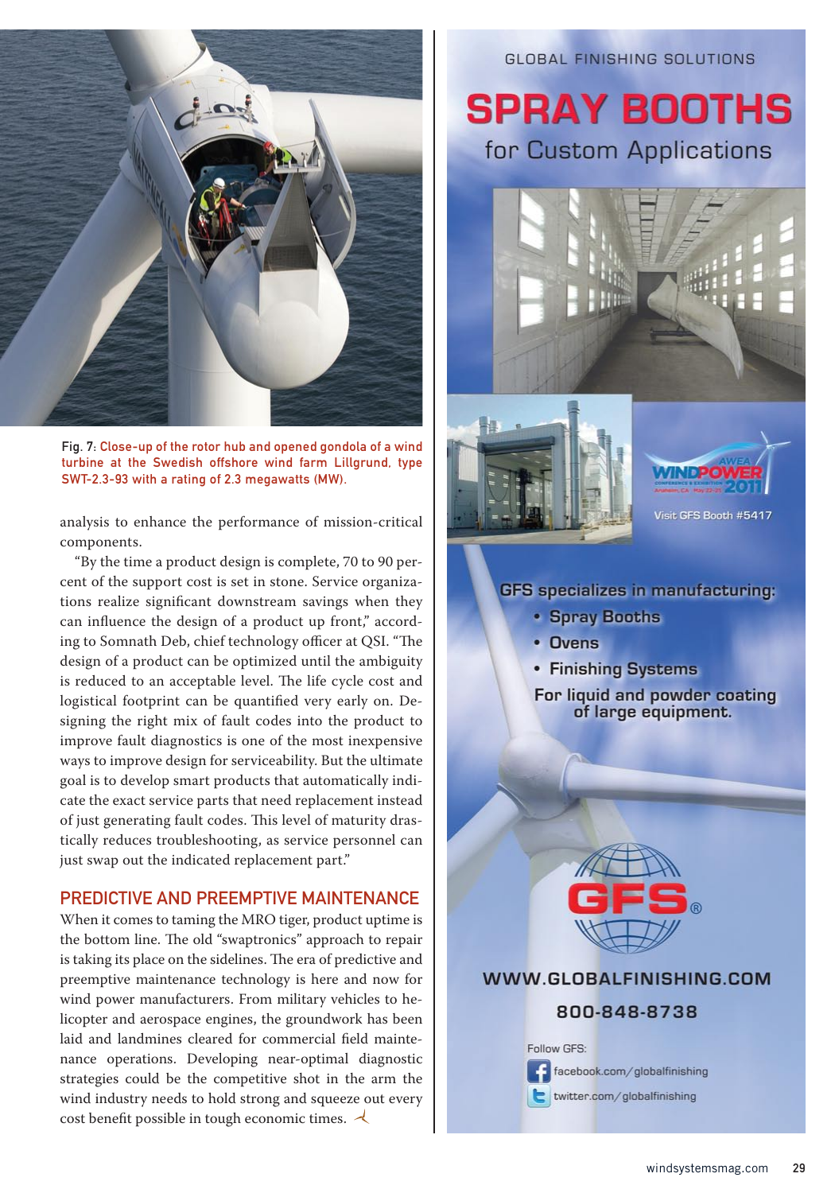Fig. 7: Close-up of the rotor hub and opened gondola of a wind turbine at the Swedish offshore wind farm Lillgrund, type SWT-2.3-93 with a rating of 2.3 megawatts (MW).

analysis to enhance the performance of mission-critical components.

"By the time a product design is complete, 70 to 90 percent of the support cost is set in stone. Service organizations realize significant downstream savings when they can influence the design of a product up front," according to Somnath Deb, chief technology officer at QSI. "The design of a product can be optimized until the ambiguity is reduced to an acceptable level. The life cycle cost and logistical footprint can be quantified very early on. Designing the right mix of fault codes into the product to improve fault diagnostics is one of the most inexpensive ways to improve design for serviceability. But the ultimate goal is to develop smart products that automatically indicate the exact service parts that need replacement instead of just generating fault codes. This level of maturity drastically reduces troubleshooting, as service personnel can just swap out the indicated replacement part."

## PREDICTIVE AND PREEMPTIVE MAINTENANCE

When it comes to taming the MRO tiger, product uptime is the bottom line. The old "swaptronics" approach to repair is taking its place on the sidelines. The era of predictive and preemptive maintenance technology is here and now for wind power manufacturers. From military vehicles to helicopter and aerospace engines, the groundwork has been laid and landmines cleared for commercial field maintenance operations. Developing near-optimal diagnostic strategies could be the competitive shot in the arm the wind industry needs to hold strong and squeeze out every cost benefit possible in tough economic times.

GLOBAL FINISHING SOLUTIONS

# SPRAY BOOTHS

for Custom Applications

AWEA WINDPOWER 2011 CONFERENCE & EXHIBITION Anaheim, CA May 22-25

Visit GFS Booth #5417

GFS specializes in manufacturing:

- Spray Booths
- Ovens
- Finishing Systems

For liquid and powder coating of large equipment.

GFS®

WWW.GLOBALFINISHING.COM

800-848-8738

Follow GFS:

facebook.com/globalfinishing

twitter.com/globalfinishing